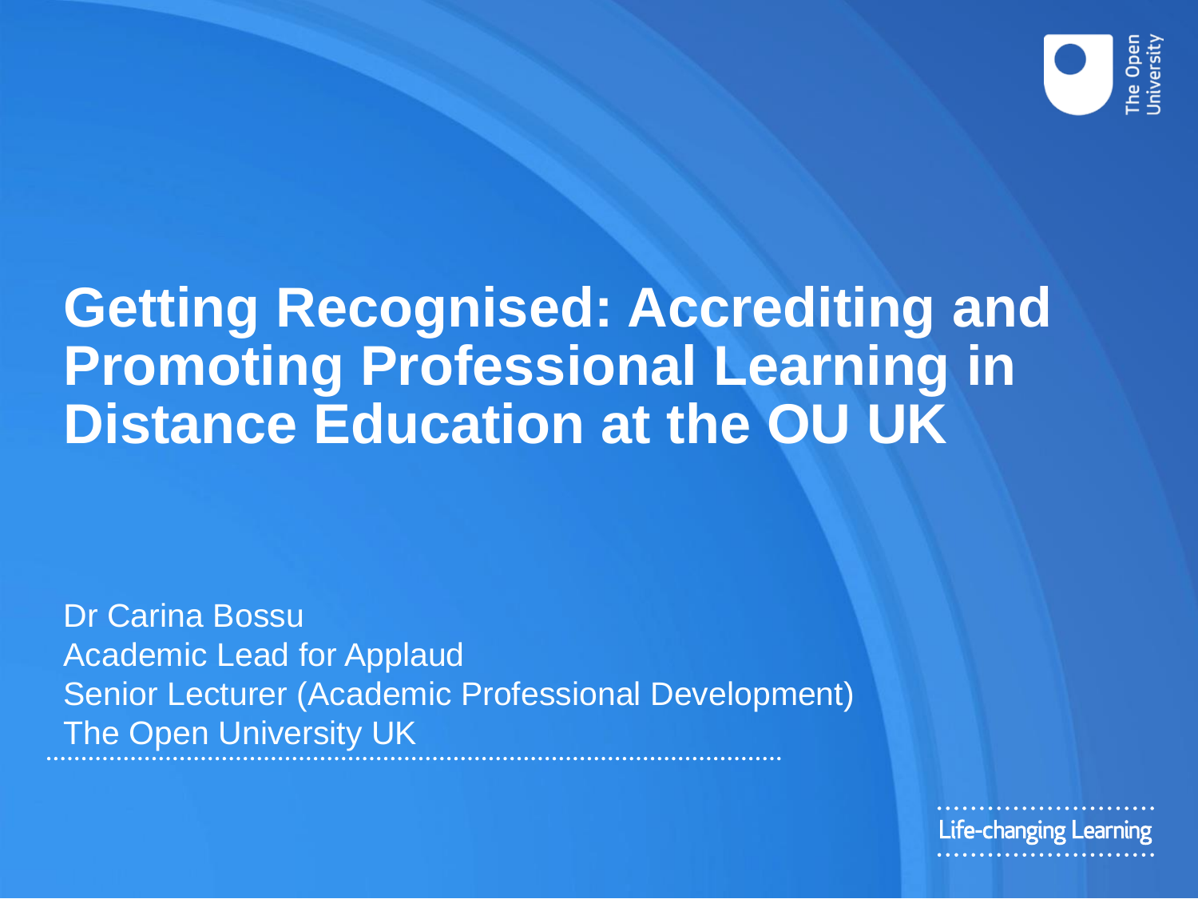# Getting Recognised: Accrediting and Promoting Professional Learning in Distance Education at the OU UK

Dr Carina Bossu
Academic Lead for Applaud
Senior Lecturer (Academic Professional Development)
The Open University UK

Life-changing Learning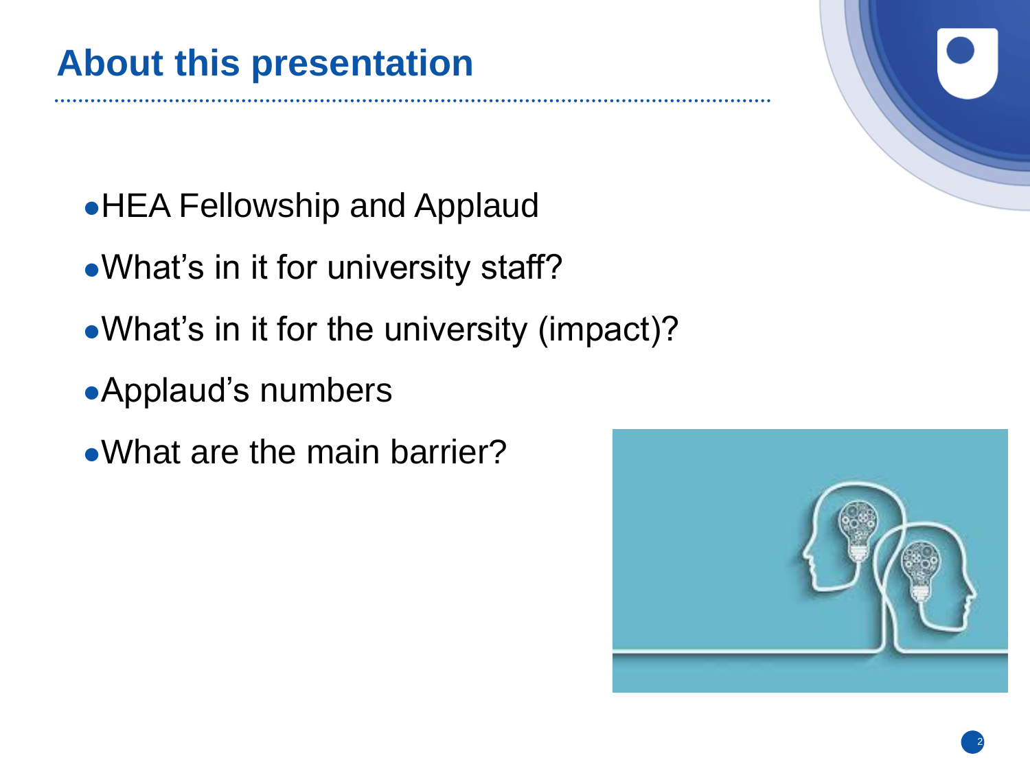# About this presentation

- HEA Fellowship and Applaud
- What's in it for university staff?
- What's in it for the university (impact)?
- Applaud's numbers
- What are the main barrier?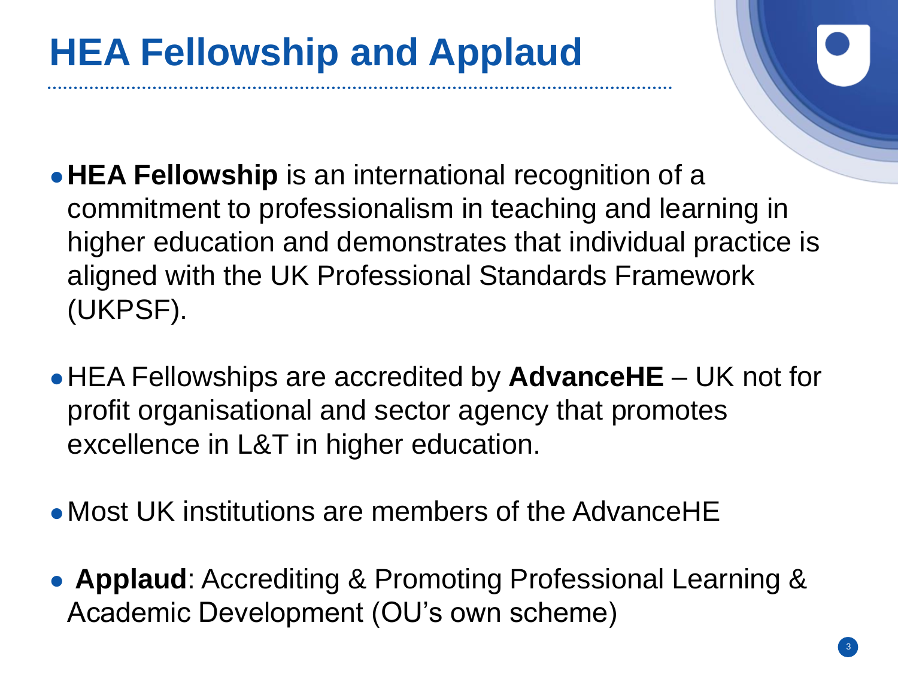# HEA Fellowship and Applaud

- **HEA Fellowship** is an international recognition of a commitment to professionalism in teaching and learning in higher education and demonstrates that individual practice is aligned with the UK Professional Standards Framework (UKPSF).

- HEA Fellowships are accredited by **AdvanceHE** – UK not for profit organisational and sector agency that promotes excellence in L&T in higher education.

- Most UK institutions are members of the AdvanceHE

- **Applaud**: Accrediting & Promoting Professional Learning & Academic Development (OU's own scheme)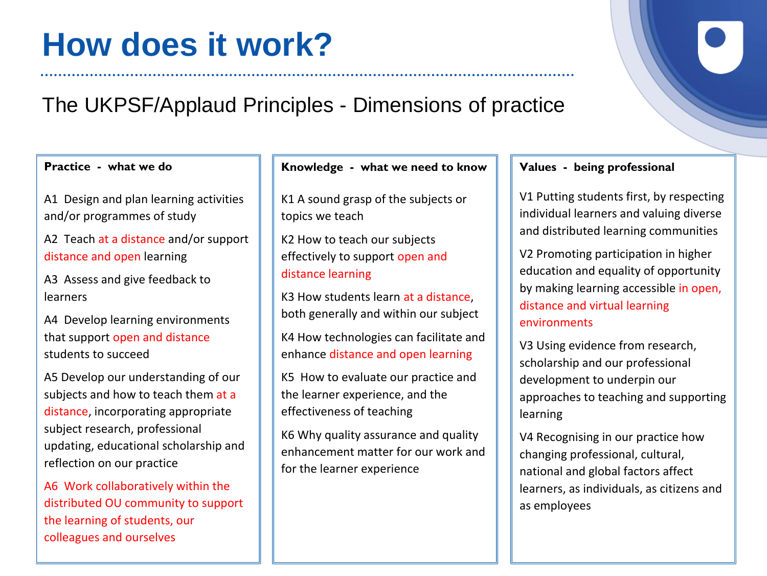# How does it work?

## The UKPSF/Applaud Principles - Dimensions of practice

**Practice - what we do**

A1 Design and plan learning activities and/or programmes of study

A2 Teach at a distance and/or support distance and open learning

A3 Assess and give feedback to learners

A4 Develop learning environments that support open and distance students to succeed

A5 Develop our understanding of our subjects and how to teach them at a distance, incorporating appropriate subject research, professional updating, educational scholarship and reflection on our practice

A6 Work collaboratively within the distributed OU community to support the learning of students, our colleagues and ourselves

**Knowledge - what we need to know**

K1 A sound grasp of the subjects or topics we teach

K2 How to teach our subjects effectively to support open and distance learning

K3 How students learn at a distance, both generally and within our subject

K4 How technologies can facilitate and enhance distance and open learning

K5 How to evaluate our practice and the learner experience, and the effectiveness of teaching

K6 Why quality assurance and quality enhancement matter for our work and for the learner experience

**Values - being professional**

V1 Putting students first, by respecting individual learners and valuing diverse and distributed learning communities

V2 Promoting participation in higher education and equality of opportunity by making learning accessible in open, distance and virtual learning environments

V3 Using evidence from research, scholarship and our professional development to underpin our approaches to teaching and supporting learning

V4 Recognising in our practice how changing professional, cultural, national and global factors affect learners, as individuals, as citizens and as employees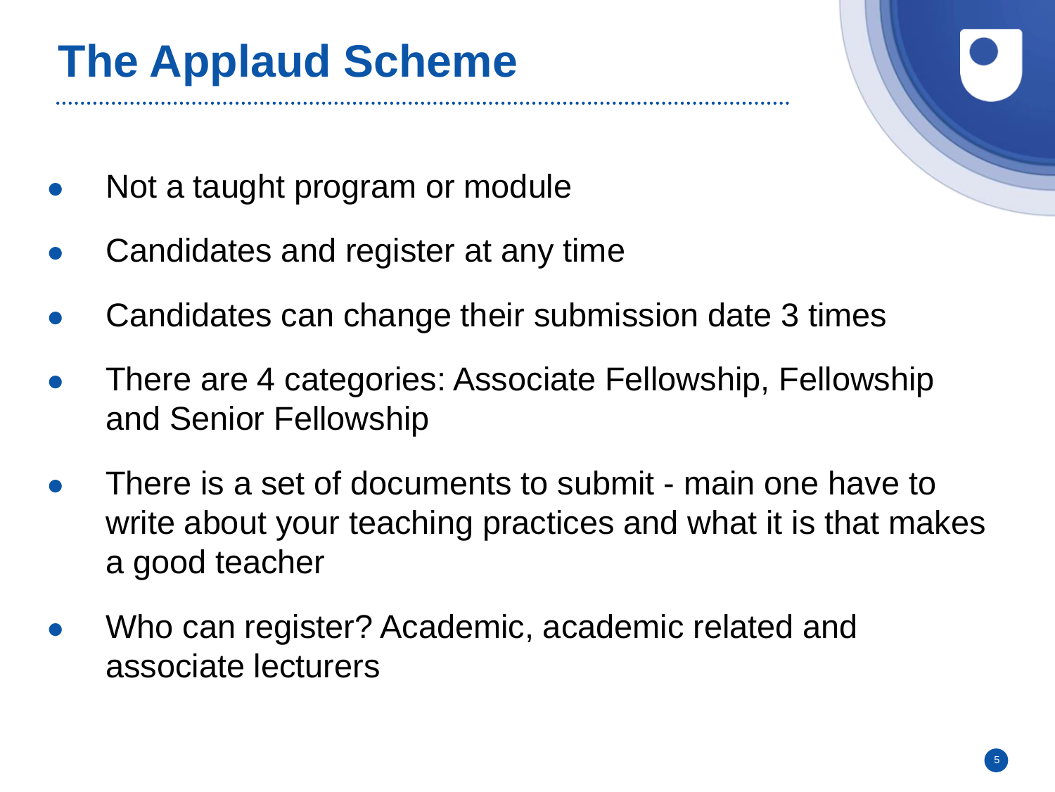# The Applaud Scheme

- Not a taught program or module
- Candidates and register at any time
- Candidates can change their submission date 3 times
- There are 4 categories: Associate Fellowship, Fellowship and Senior Fellowship
- There is a set of documents to submit - main one have to write about your teaching practices and what it is that makes a good teacher
- Who can register? Academic, academic related and associate lecturers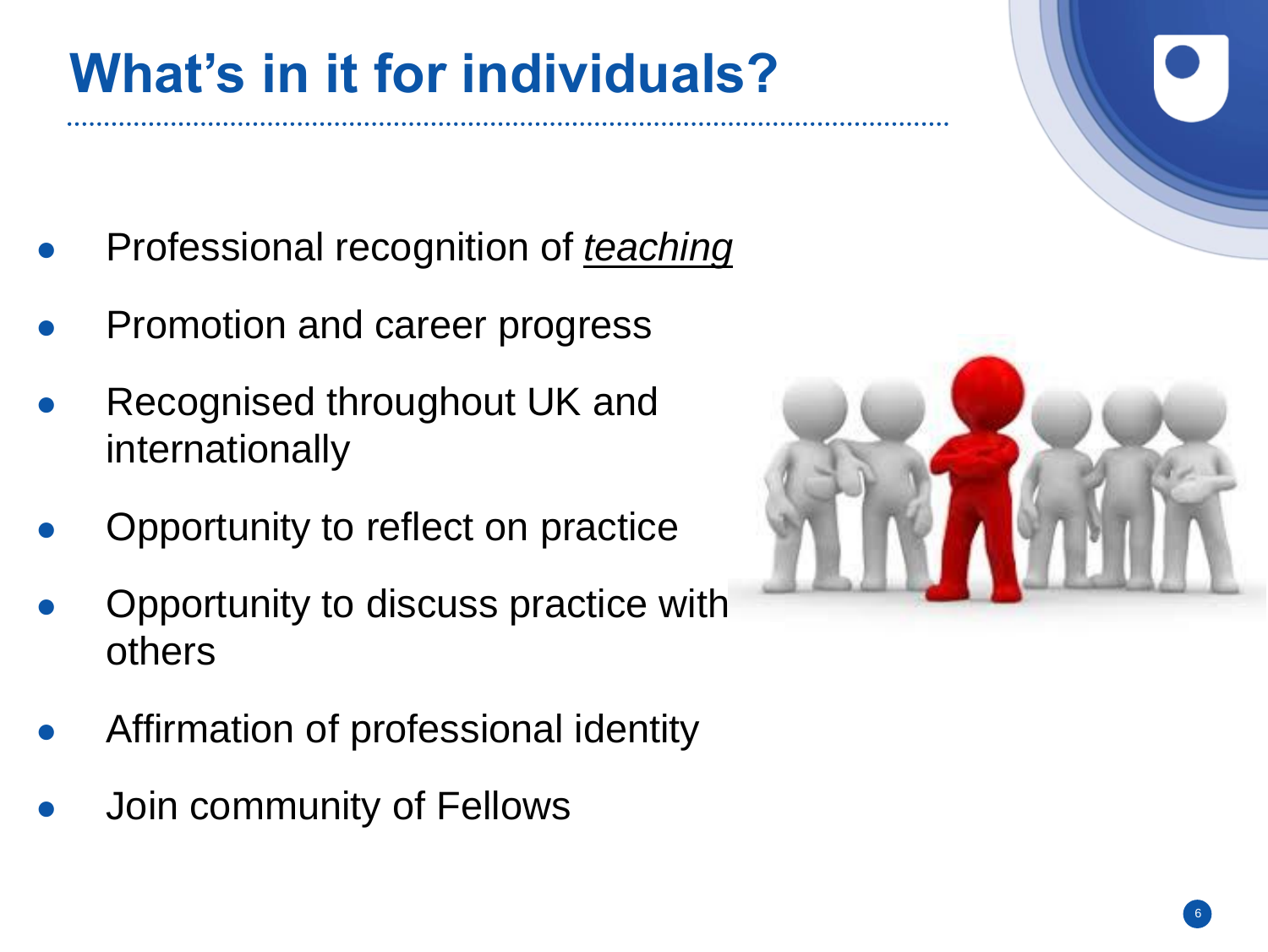# What's in it for individuals?

- Professional recognition of *teaching*
- Promotion and career progress
- Recognised throughout UK and internationally
- Opportunity to reflect on practice
- Opportunity to discuss practice with others
- Affirmation of professional identity
- Join community of Fellows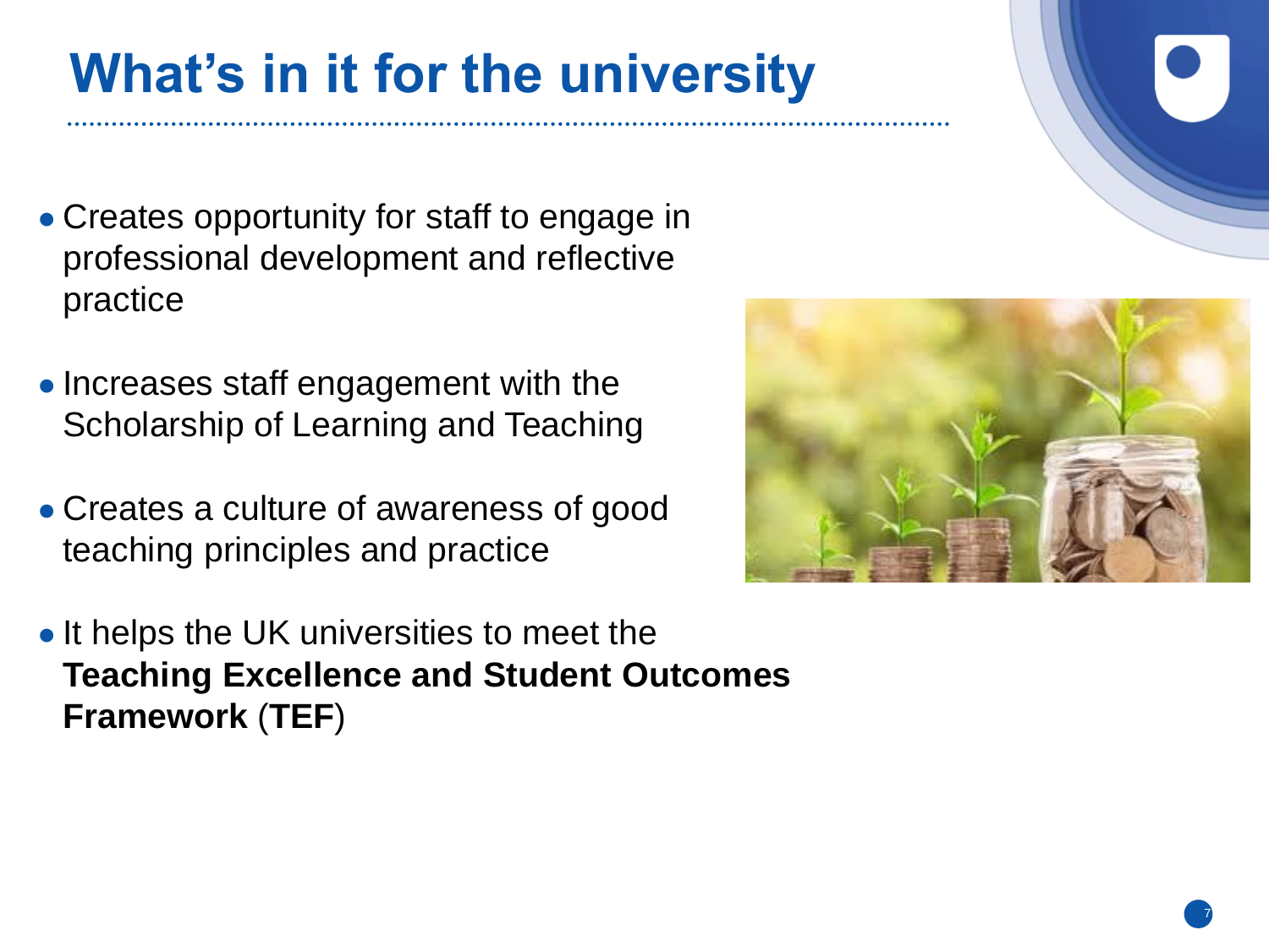# What's in it for the university

- Creates opportunity for staff to engage in professional development and reflective practice
- Increases staff engagement with the Scholarship of Learning and Teaching
- Creates a culture of awareness of good teaching principles and practice
- It helps the UK universities to meet the **Teaching Excellence and Student Outcomes Framework** (**TEF**)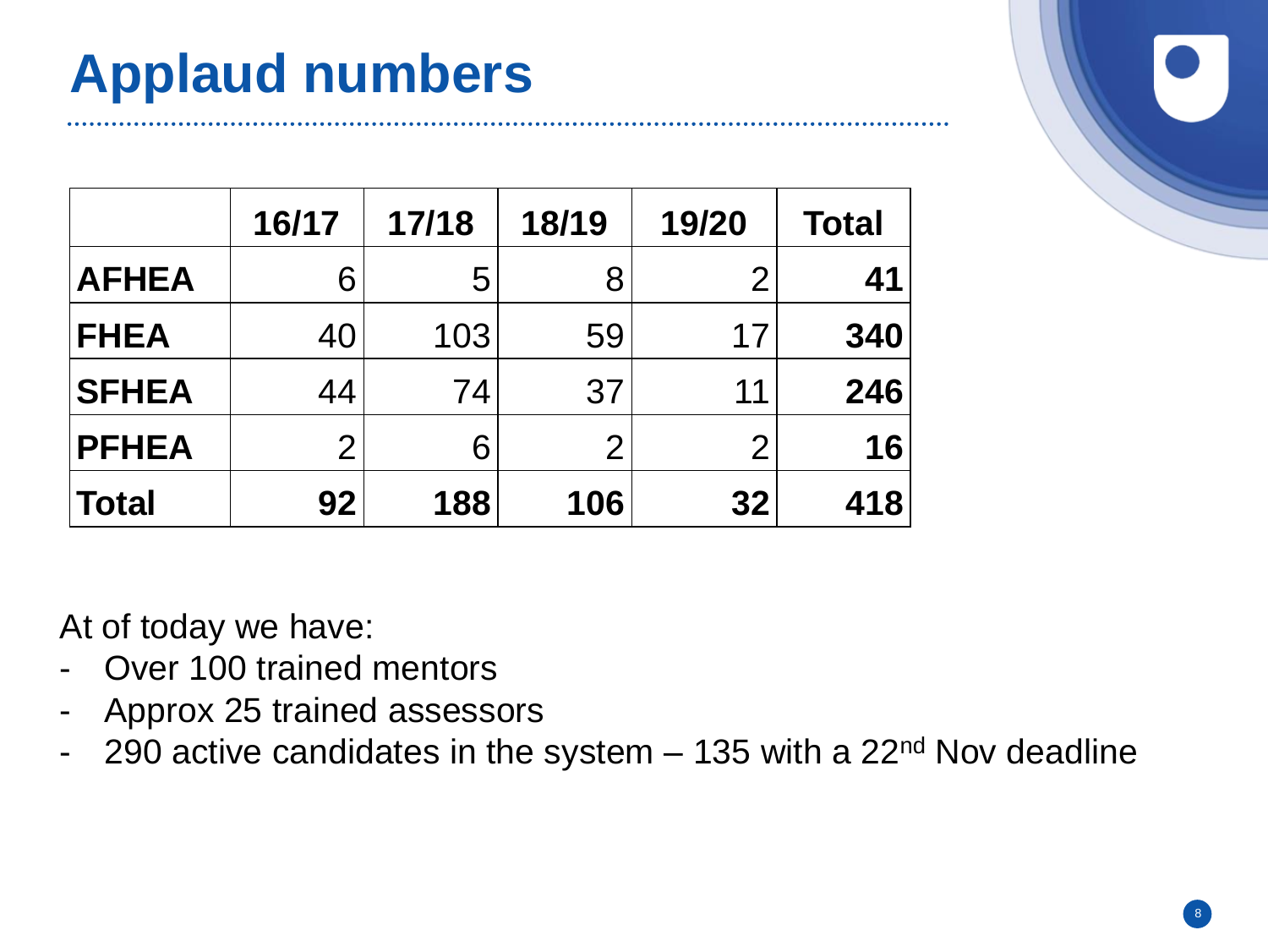# Applaud numbers

| | 16/17 | 17/18 | 18/19 | 19/20 | Total |
|---|---|---|---|---|---|
| **AFHEA** | 6 | 5 | 8 | 2 | **41** |
| **FHEA** | 40 | 103 | 59 | 17 | **340** |
| **SFHEA** | 44 | 74 | 37 | 11 | **246** |
| **PFHEA** | 2 | 6 | 2 | 2 | **16** |
| **Total** | **92** | **188** | **106** | **32** | **418** |

At of today we have:

- Over 100 trained mentors
- Approx 25 trained assessors
- 290 active candidates in the system – 135 with a 22nd Nov deadline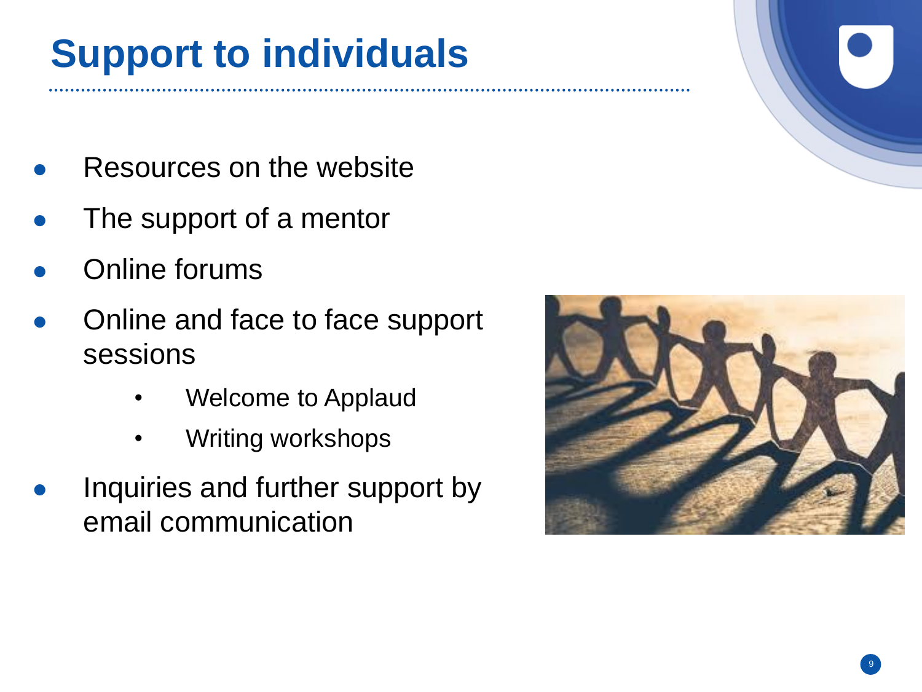# Support to individuals

- Resources on the website
- The support of a mentor
- Online forums
- Online and face to face support sessions
    - Welcome to Applaud
    - Writing workshops
- Inquiries and further support by email communication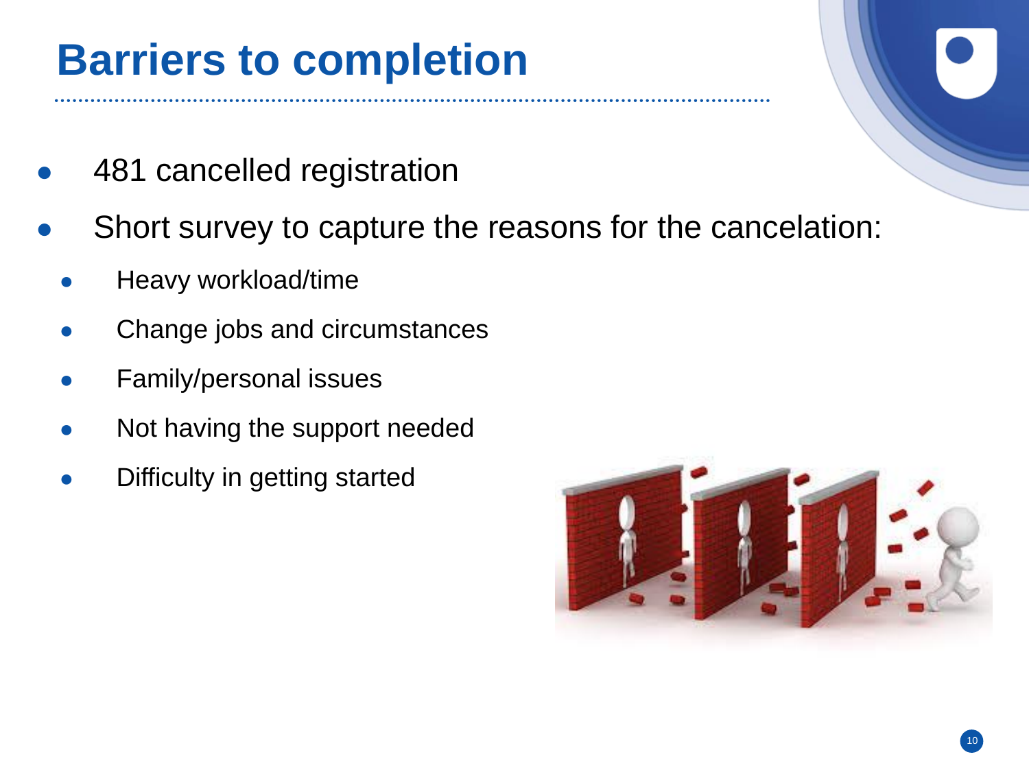# Barriers to completion

- 481 cancelled registration
- Short survey to capture the reasons for the cancelation:
  - Heavy workload/time
  - Change jobs and circumstances
  - Family/personal issues
  - Not having the support needed
  - Difficulty in getting started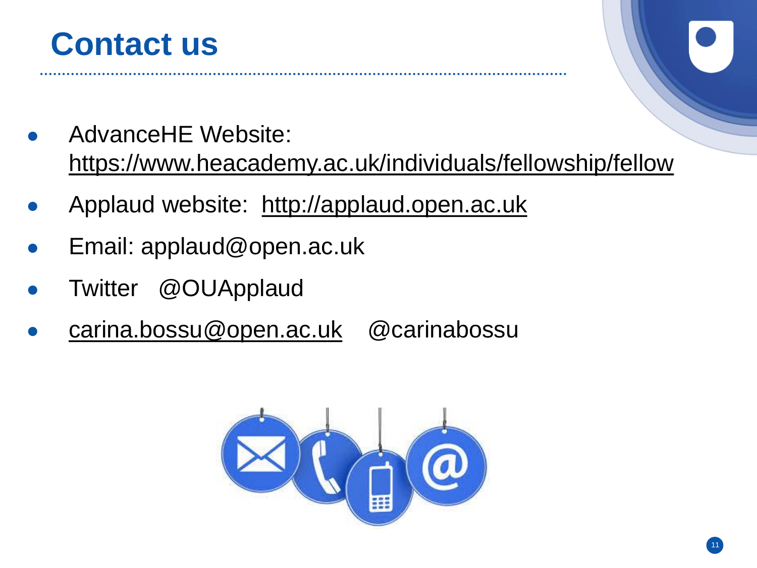# Contact us

- AdvanceHE Website: https://www.heacademy.ac.uk/individuals/fellowship/fellow
- Applaud website: http://applaud.open.ac.uk
- Email: applaud@open.ac.uk
- Twitter @OUApplaud
- carina.bossu@open.ac.uk @carinabossu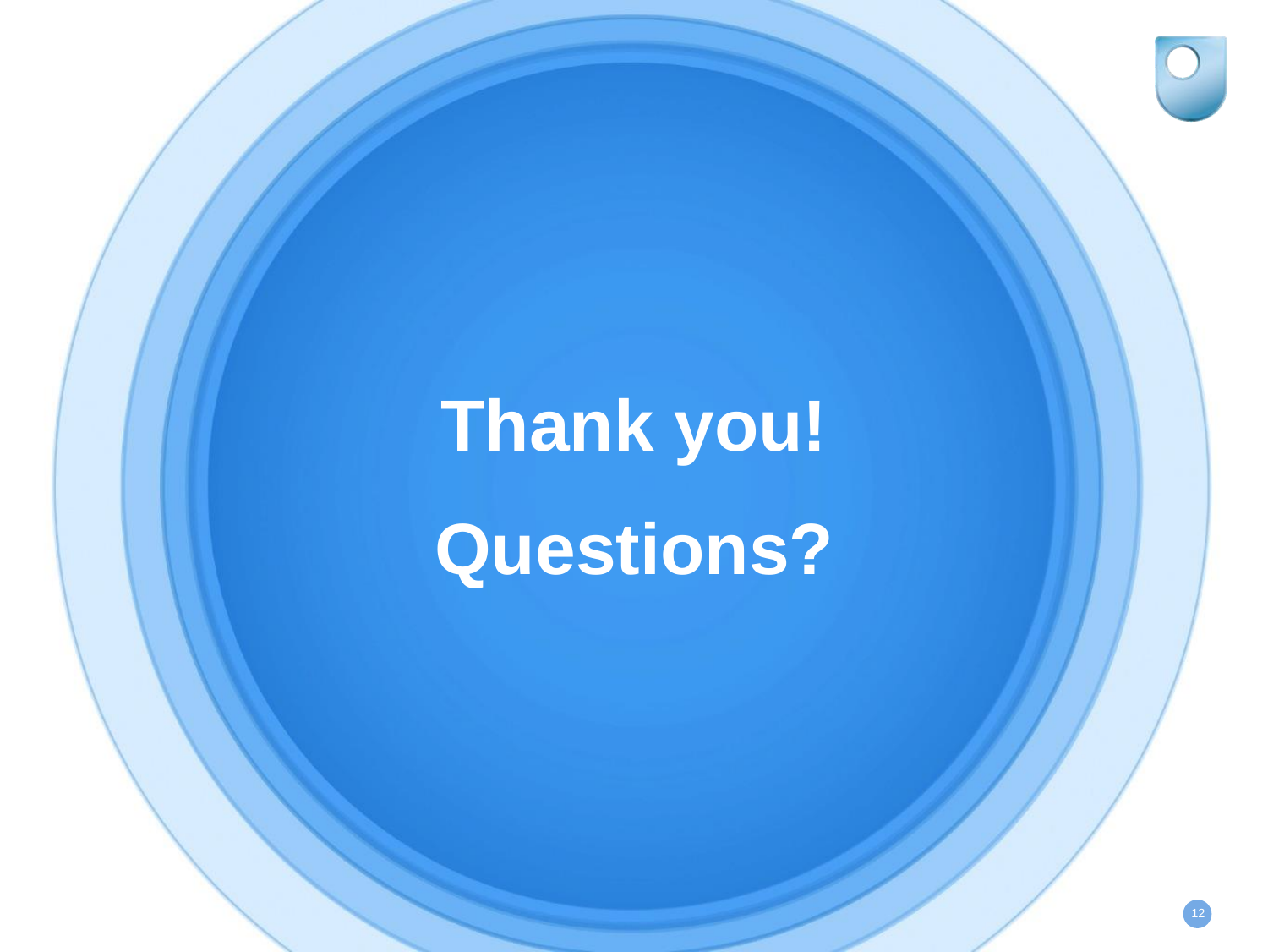# Thank you!

# Questions?